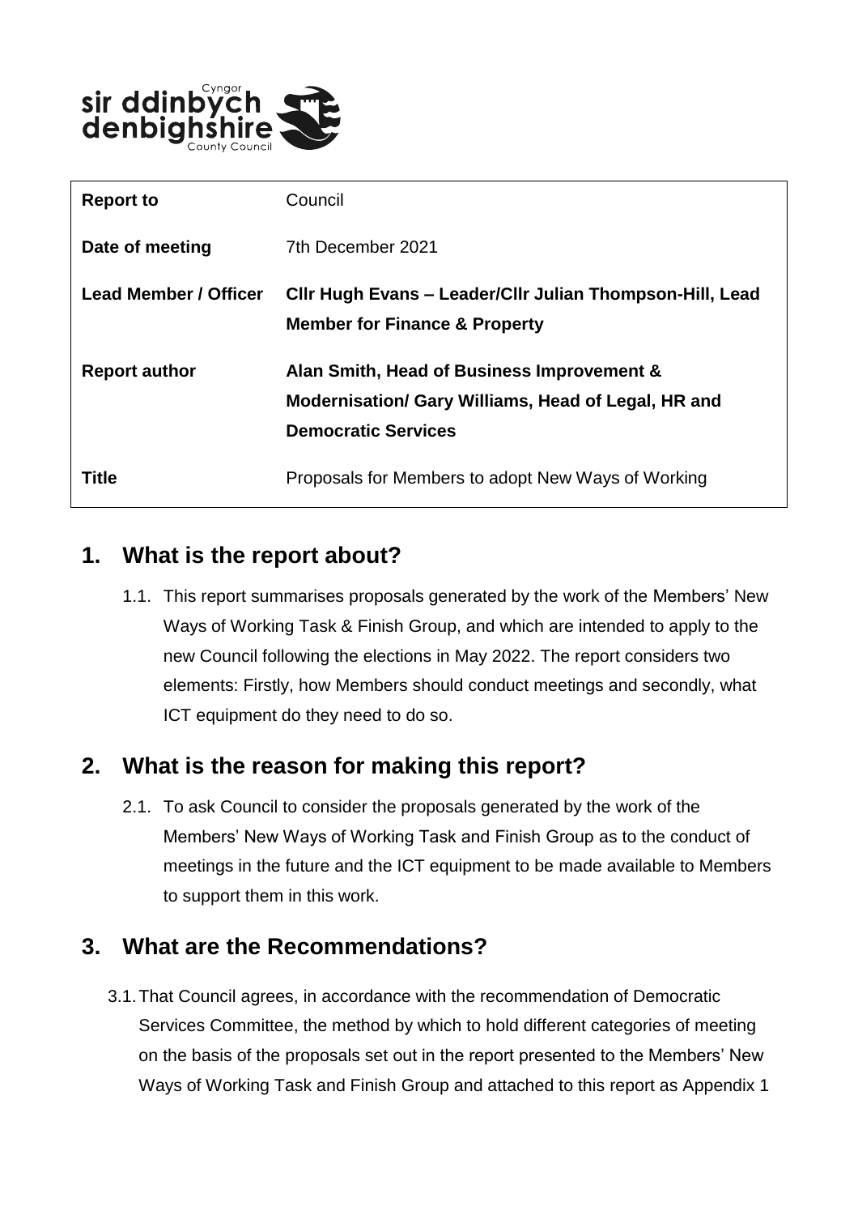| | |
|---|---|
| **Report to** | Council |
| **Date of meeting** | 7th December 2021 |
| **Lead Member / Officer** | **Cllr Hugh Evans – Leader/Cllr Julian Thompson-Hill, Lead Member for Finance & Property** |
| **Report author** | **Alan Smith, Head of Business Improvement & Modernisation/ Gary Williams, Head of Legal, HR and Democratic Services** |
| **Title** | Proposals for Members to adopt New Ways of Working |

## 1. What is the report about?

1.1. This report summarises proposals generated by the work of the Members' New Ways of Working Task & Finish Group, and which are intended to apply to the new Council following the elections in May 2022. The report considers two elements: Firstly, how Members should conduct meetings and secondly, what ICT equipment do they need to do so.

## 2. What is the reason for making this report?

2.1. To ask Council to consider the proposals generated by the work of the Members' New Ways of Working Task and Finish Group as to the conduct of meetings in the future and the ICT equipment to be made available to Members to support them in this work.

## 3. What are the Recommendations?

3.1. That Council agrees, in accordance with the recommendation of Democratic Services Committee, the method by which to hold different categories of meeting on the basis of the proposals set out in the report presented to the Members' New Ways of Working Task and Finish Group and attached to this report as Appendix 1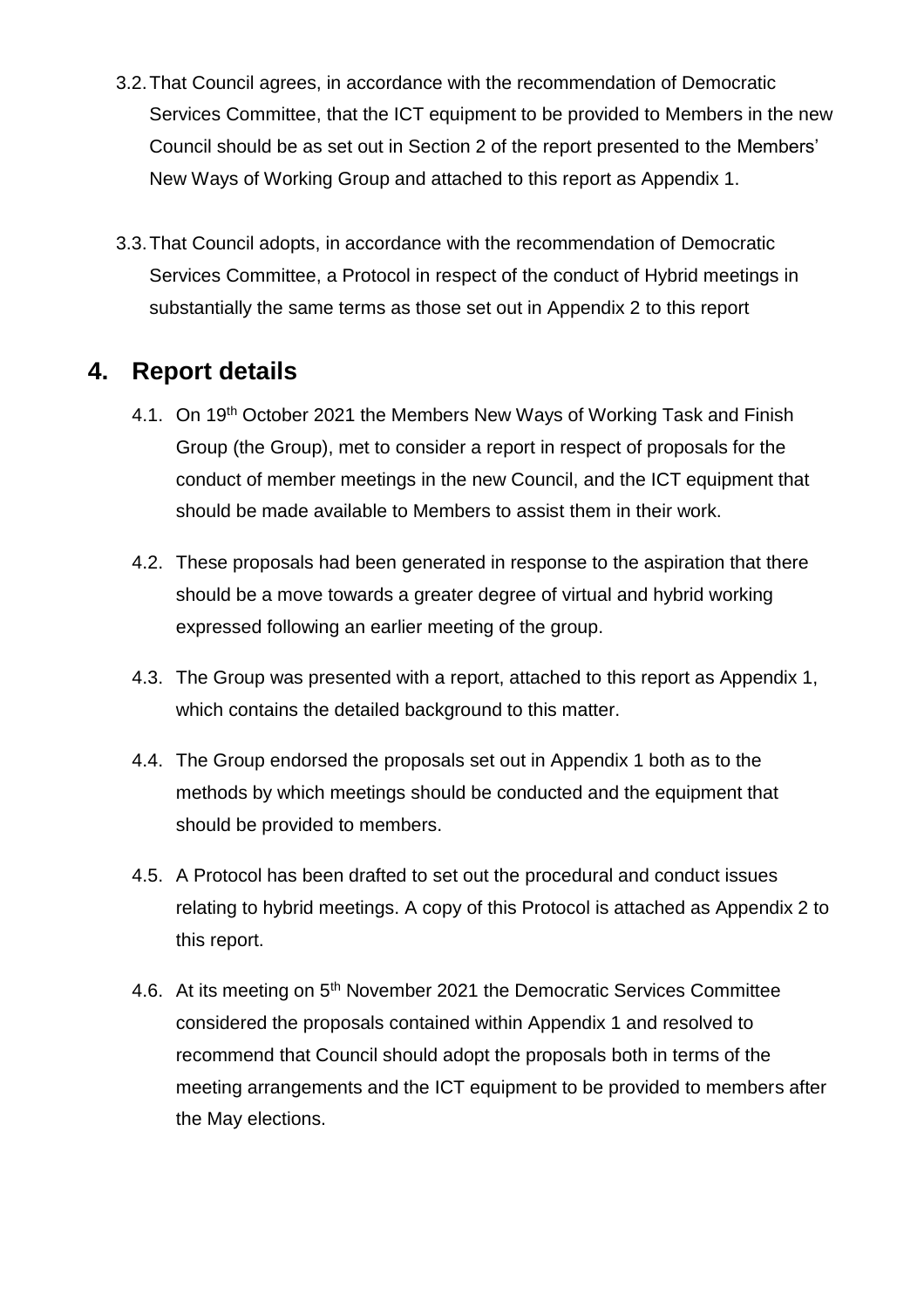3.2. That Council agrees, in accordance with the recommendation of Democratic Services Committee, that the ICT equipment to be provided to Members in the new Council should be as set out in Section 2 of the report presented to the Members' New Ways of Working Group and attached to this report as Appendix 1.

3.3. That Council adopts, in accordance with the recommendation of Democratic Services Committee, a Protocol in respect of the conduct of Hybrid meetings in substantially the same terms as those set out in Appendix 2 to this report

## 4. Report details

4.1. On 19th October 2021 the Members New Ways of Working Task and Finish Group (the Group), met to consider a report in respect of proposals for the conduct of member meetings in the new Council, and the ICT equipment that should be made available to Members to assist them in their work.

4.2. These proposals had been generated in response to the aspiration that there should be a move towards a greater degree of virtual and hybrid working expressed following an earlier meeting of the group.

4.3. The Group was presented with a report, attached to this report as Appendix 1, which contains the detailed background to this matter.

4.4. The Group endorsed the proposals set out in Appendix 1 both as to the methods by which meetings should be conducted and the equipment that should be provided to members.

4.5. A Protocol has been drafted to set out the procedural and conduct issues relating to hybrid meetings. A copy of this Protocol is attached as Appendix 2 to this report.

4.6. At its meeting on 5th November 2021 the Democratic Services Committee considered the proposals contained within Appendix 1 and resolved to recommend that Council should adopt the proposals both in terms of the meeting arrangements and the ICT equipment to be provided to members after the May elections.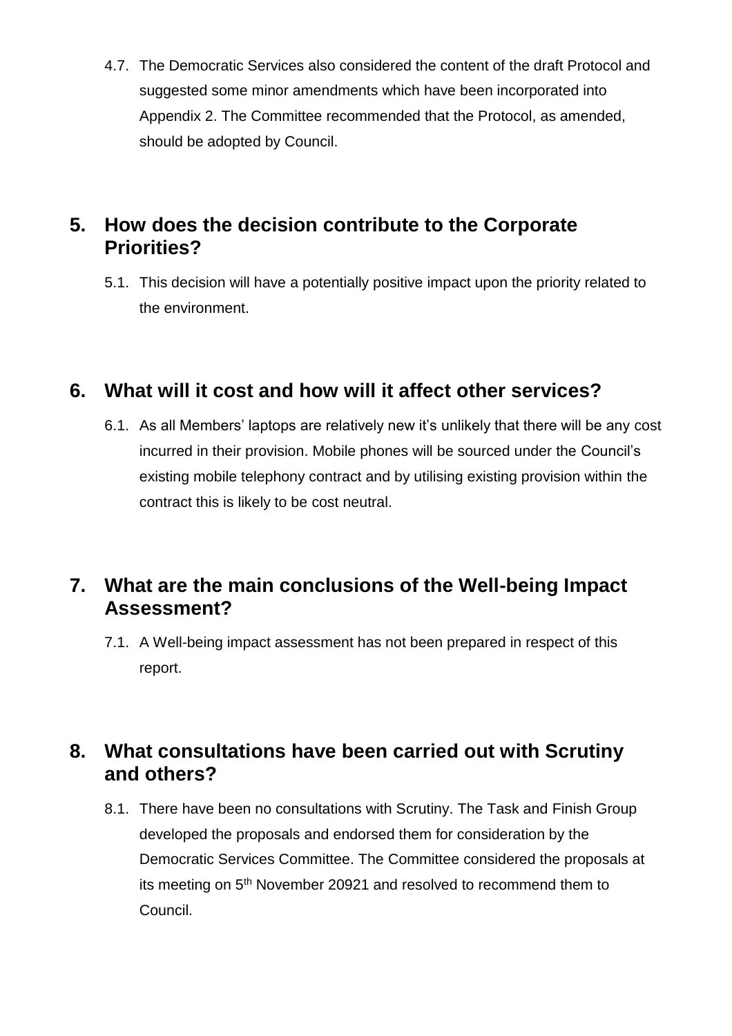4.7. The Democratic Services also considered the content of the draft Protocol and suggested some minor amendments which have been incorporated into Appendix 2. The Committee recommended that the Protocol, as amended, should be adopted by Council.

## 5. How does the decision contribute to the Corporate Priorities?

5.1. This decision will have a potentially positive impact upon the priority related to the environment.

## 6. What will it cost and how will it affect other services?

6.1. As all Members' laptops are relatively new it's unlikely that there will be any cost incurred in their provision. Mobile phones will be sourced under the Council's existing mobile telephony contract and by utilising existing provision within the contract this is likely to be cost neutral.

## 7. What are the main conclusions of the Well-being Impact Assessment?

7.1. A Well-being impact assessment has not been prepared in respect of this report.

## 8. What consultations have been carried out with Scrutiny and others?

8.1. There have been no consultations with Scrutiny. The Task and Finish Group developed the proposals and endorsed them for consideration by the Democratic Services Committee. The Committee considered the proposals at its meeting on 5th November 20921 and resolved to recommend them to Council.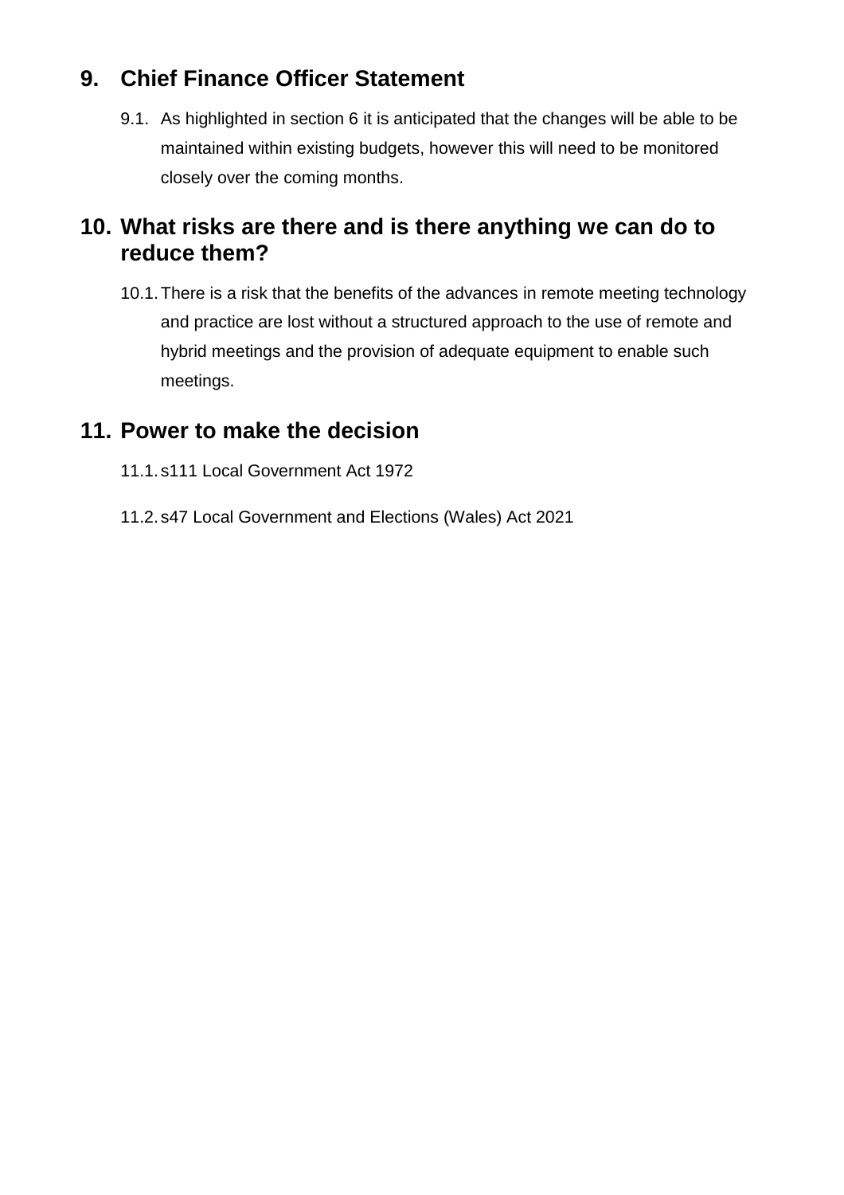## 9. Chief Finance Officer Statement

9.1. As highlighted in section 6 it is anticipated that the changes will be able to be maintained within existing budgets, however this will need to be monitored closely over the coming months.

## 10. What risks are there and is there anything we can do to reduce them?

10.1. There is a risk that the benefits of the advances in remote meeting technology and practice are lost without a structured approach to the use of remote and hybrid meetings and the provision of adequate equipment to enable such meetings.

## 11. Power to make the decision

11.1. s111 Local Government Act 1972

11.2. s47 Local Government and Elections (Wales) Act 2021